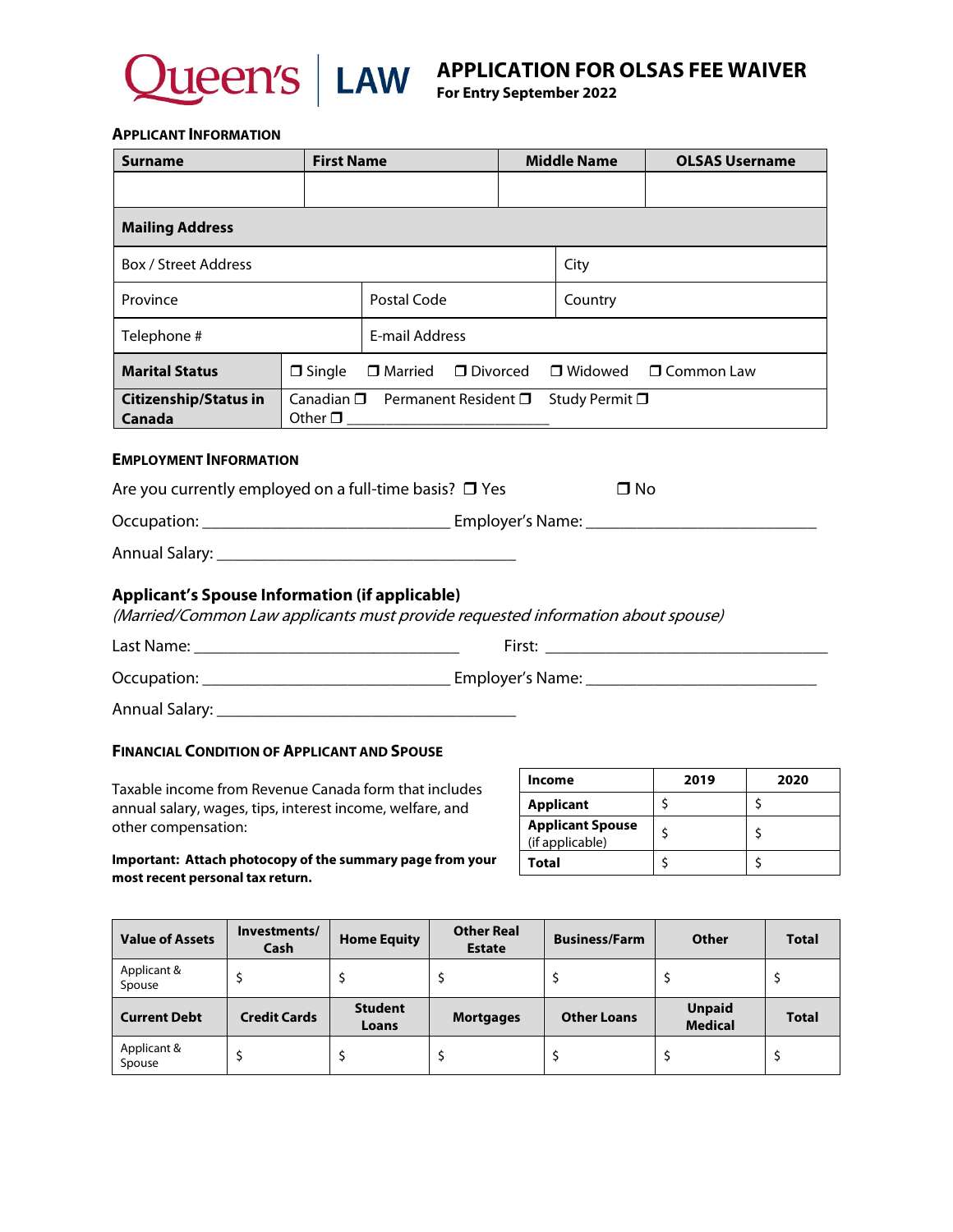# Queen's LAW

## APPLICATION FOR OLSAS FEE WAIVER
**For Entry September 2022**

### APPLICANT INFORMATION

| Surname | First Name | Middle Name | OLSAS Username |
|---|---|---|---|
| | | | |

| **Mailing Address** | | | |
|---|---|---|---|
| Box / Street Address | | City | |
| Province | Postal Code | Country | |
| Telephone # | E-mail Address | | |
| **Marital Status** | ❒ Single ❒ Married ❒ Divorced ❒ Widowed ❒ Common Law | | |
| **Citizenship/Status in Canada** | Canadian ❒ Permanent Resident ❒ Study Permit ❒ Other ❒ ___________________________ | | |

### EMPLOYMENT INFORMATION

Are you currently employed on a full-time basis? ❒ Yes ❒ No

Occupation: ______________________________ Employer's Name: ____________________________

Annual Salary: ____________________________________

### Applicant's Spouse Information (if applicable)

*(Married/Common Law applicants must provide requested information about spouse)*

Last Name: ________________________________ First: ___________________________________

Occupation: ______________________________ Employer's Name: ____________________________

Annual Salary: ____________________________________

### FINANCIAL CONDITION OF APPLICANT AND SPOUSE

Taxable income from Revenue Canada form that includes annual salary, wages, tips, interest income, welfare, and other compensation:

**Important: Attach photocopy of the summary page from your most recent personal tax return.**

| Income | 2019 | 2020 |
|---|---|---|
| **Applicant** | $ | $ |
| **Applicant Spouse** (if applicable) | $ | $ |
| **Total** | $ | $ |

| Value of Assets | Investments/ Cash | Home Equity | Other Real Estate | Business/Farm | Other | Total |
|---|---|---|---|---|---|---|
| Applicant & Spouse | $ | $ | $ | $ | $ | $ |
| **Current Debt** | **Credit Cards** | **Student Loans** | **Mortgages** | **Other Loans** | **Unpaid Medical** | **Total** |
| Applicant & Spouse | $ | $ | $ | $ | $ | $ |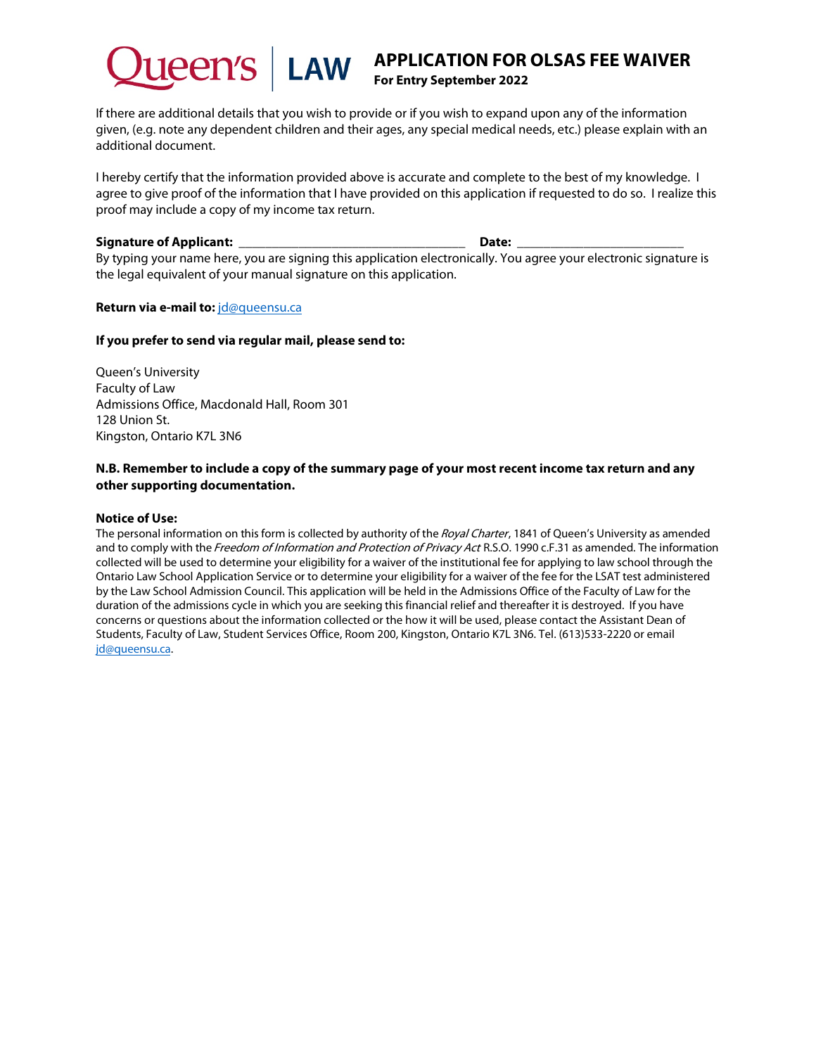# Queen's | LAW APPLICATION FOR OLSAS FEE WAIVER

**For Entry September 2022**

If there are additional details that you wish to provide or if you wish to expand upon any of the information given, (e.g. note any dependent children and their ages, any special medical needs, etc.) please explain with an additional document.

I hereby certify that the information provided above is accurate and complete to the best of my knowledge. I agree to give proof of the information that I have provided on this application if requested to do so. I realize this proof may include a copy of my income tax return.

**Signature of Applicant:** ___________________________________ **Date:** _________________________

By typing your name here, you are signing this application electronically. You agree your electronic signature is the legal equivalent of your manual signature on this application.

**Return via e-mail to:** jd@queensu.ca

**If you prefer to send via regular mail, please send to:**

Queen's University
Faculty of Law
Admissions Office, Macdonald Hall, Room 301
128 Union St.
Kingston, Ontario K7L 3N6

**N.B. Remember to include a copy of the summary page of your most recent income tax return and any other supporting documentation.**

**Notice of Use:**

The personal information on this form is collected by authority of the *Royal Charter*, 1841 of Queen's University as amended and to comply with the *Freedom of Information and Protection of Privacy Act* R.S.O. 1990 c.F.31 as amended. The information collected will be used to determine your eligibility for a waiver of the institutional fee for applying to law school through the Ontario Law School Application Service or to determine your eligibility for a waiver of the fee for the LSAT test administered by the Law School Admission Council. This application will be held in the Admissions Office of the Faculty of Law for the duration of the admissions cycle in which you are seeking this financial relief and thereafter it is destroyed. If you have concerns or questions about the information collected or the how it will be used, please contact the Assistant Dean of Students, Faculty of Law, Student Services Office, Room 200, Kingston, Ontario K7L 3N6. Tel. (613)533-2220 or email jd@queensu.ca.